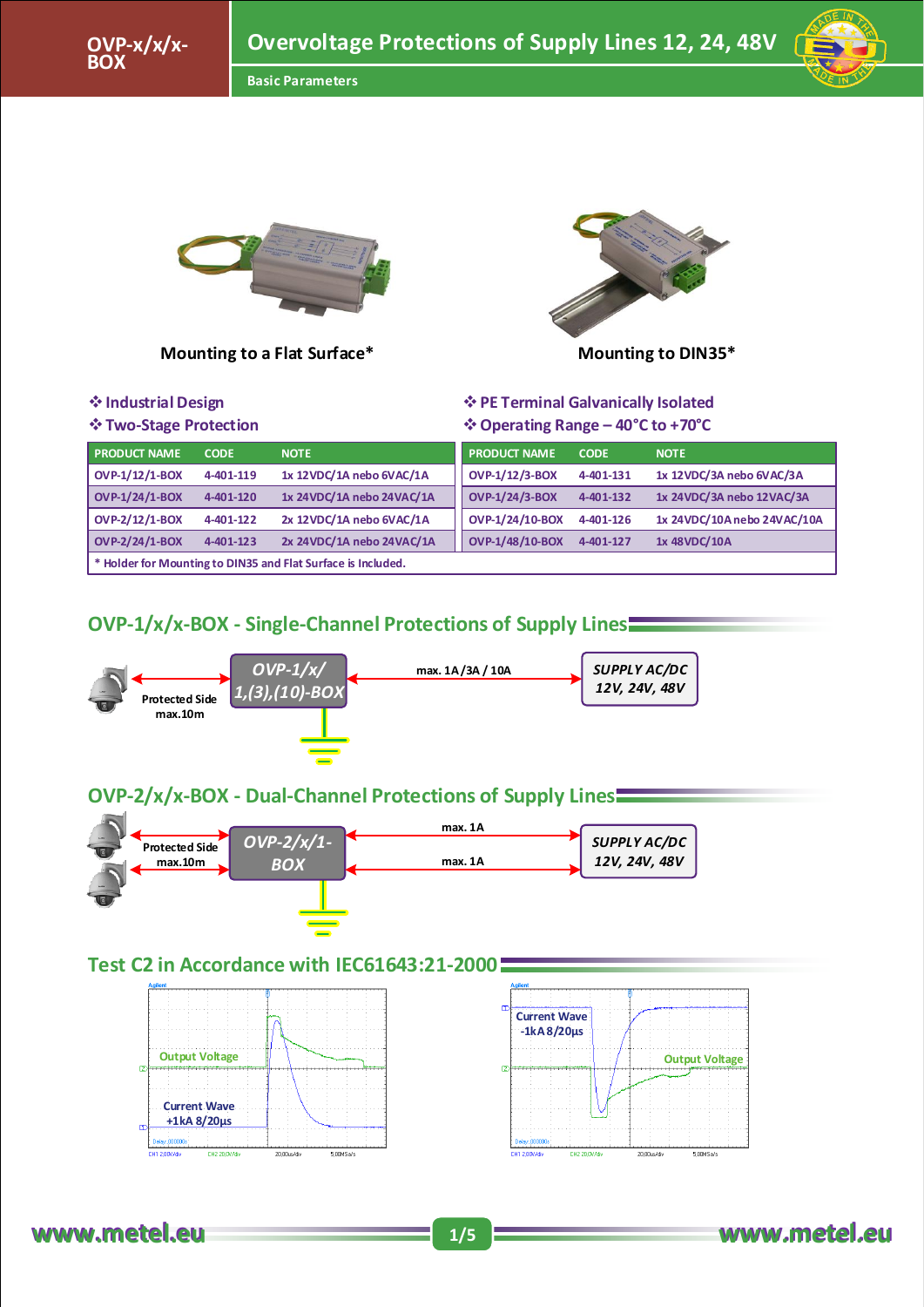# OVP-x/x/x-BOX

# Overvoltage Protections of Supply Lines 12, 24, 48V

Basic Parameters

Mounting to a Flat Surface*

Mounting to DIN35*

- ❖ Industrial Design
- ❖ Two-Stage Protection
- ❖ PE Terminal Galvanically Isolated
- ❖ Operating Range – 40°C to +70°C

| PRODUCT NAME | CODE | NOTE | PRODUCT NAME | CODE | NOTE |
|---|---|---|---|---|---|
| OVP-1/12/1-BOX | 4-401-119 | 1x 12VDC/1A nebo 6VAC/1A | OVP-1/12/3-BOX | 4-401-131 | 1x 12VDC/3A nebo 6VAC/3A |
| OVP-1/24/1-BOX | 4-401-120 | 1x 24VDC/1A nebo 24VAC/1A | OVP-1/24/3-BOX | 4-401-132 | 1x 24VDC/3A nebo 12VAC/3A |
| OVP-2/12/1-BOX | 4-401-122 | 2x 12VDC/1A nebo 6VAC/1A | OVP-1/24/10-BOX | 4-401-126 | 1x 24VDC/10A nebo 24VAC/10A |
| OVP-2/24/1-BOX | 4-401-123 | 2x 24VDC/1A nebo 24VAC/1A | OVP-1/48/10-BOX | 4-401-127 | 1x 48VDC/10A |

\* Holder for Mounting to DIN35 and Flat Surface is Included.

## OVP-1/x/x-BOX - Single-Channel Protections of Supply Lines

Protected Side
max.10m

OVP-1/x/ 1,(3),(10)-BOX

max. 1A /3A / 10A

SUPPLY AC/DC
12V, 24V, 48V

## OVP-2/x/x-BOX - Dual-Channel Protections of Supply Lines

Protected Side
max.10m

OVP-2/x/1-BOX

max. 1A

max. 1A

SUPPLY AC/DC
12V, 24V, 48V

## Test C2 in Accordance with IEC61643:21-2000

Output Voltage

Current Wave
+1kA 8/20µs

Current Wave
-1kA 8/20µs

Output Voltage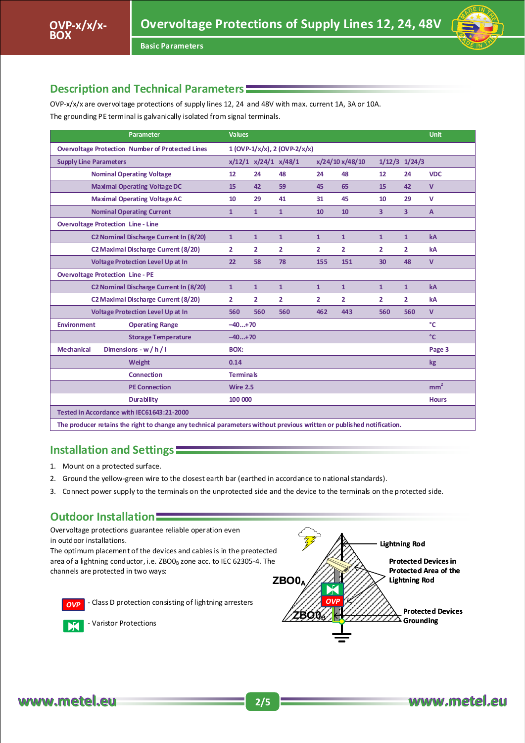## Description and Technical Parameters

OVP-x/x/x are overvoltage protections of supply lines 12, 24 and 48V with max. current 1A, 3A or 10A.

The grounding PE terminal is galvanically isolated from signal terminals.

| Parameter | | Values | | | | | | | Unit |
|---|---|---|---|---|---|---|---|---|---|
| Overvoltage Protection Number of Protected Lines | | 1 (OVP-1/x/x), 2 (OVP-2/x/x) | | | | | | | |
| Supply Line Parameters | | x/12/1 | x/24/1 | x/48/1 | x/24/10 | x/48/10 | 1/12/3 | 1/24/3 | |
| | Nominal Operating Voltage | 12 | 24 | 48 | 24 | 48 | 12 | 24 | VDC |
| | Maximal Operating Voltage DC | 15 | 42 | 59 | 45 | 65 | 15 | 42 | V |
| | Maximal Operating Voltage AC | 10 | 29 | 41 | 31 | 45 | 10 | 29 | V |
| | Nominal Operating Current | 1 | 1 | 1 | 10 | 10 | 3 | 3 | A |
| Overvoltage Protection Line - Line | | | | | | | | | |
| | C2 Nominal Discharge Current In (8/20) | 1 | 1 | 1 | 1 | 1 | 1 | 1 | kA |
| | C2 Maximal Discharge Current (8/20) | 2 | 2 | 2 | 2 | 2 | 2 | 2 | kA |
| | Voltage Protection Level Up at In | 22 | 58 | 78 | 155 | 151 | 30 | 48 | V |
| Overvoltage Protection Line - PE | | | | | | | | | |
| | C2 Nominal Discharge Current In (8/20) | 1 | 1 | 1 | 1 | 1 | 1 | 1 | kA |
| | C2 Maximal Discharge Current (8/20) | 2 | 2 | 2 | 2 | 2 | 2 | 2 | kA |
| | Voltage Protection Level Up at In | 560 | 560 | 560 | 462 | 443 | 560 | 560 | V |
| Environment | Operating Range | –40...+70 | | | | | | | °C |
| | Storage Temperature | –40...+70 | | | | | | | °C |
| Mechanical | Dimensions - w / h / l | BOX: | | | | | | | Page 3 |
| | Weight | 0.14 | | | | | | | kg |
| | Connection | Terminals | | | | | | | |
| | PE Connection | Wire 2.5 | | | | | | | $mm^2$ |
| | Durability | 100 000 | | | | | | | Hours |
| Tested in Accordance with IEC61643:21-2000 | | | | | | | | | |
| The producer retains the right to change any technical parameters without previous written or published notification. | | | | | | | | | |

## Installation and Settings

1. Mount on a protected surface.
2. Ground the yellow-green wire to the closest earth bar (earthed in accordance to national standards).
3. Connect power supply to the terminals on the unprotected side and the device to the terminals on the protected side.

## Outdoor Installation

Overvoltage protections guarantee reliable operation even in outdoor installations.

The optimum placement of the devices and cables is in the preotected area of a lightning conductor, i.e. $ZBO0_B$ zone acc. to IEC 62305-4. The channels are protected in two ways:

OVP - Class D protection consisting of lightning arresters

- Varistor Protections

Lightning Rod

Protected Devices in Protected Area of the Lightning Rod

$ZBO0_A$

OVP

$ZBO0_B$

Protected Devices Grounding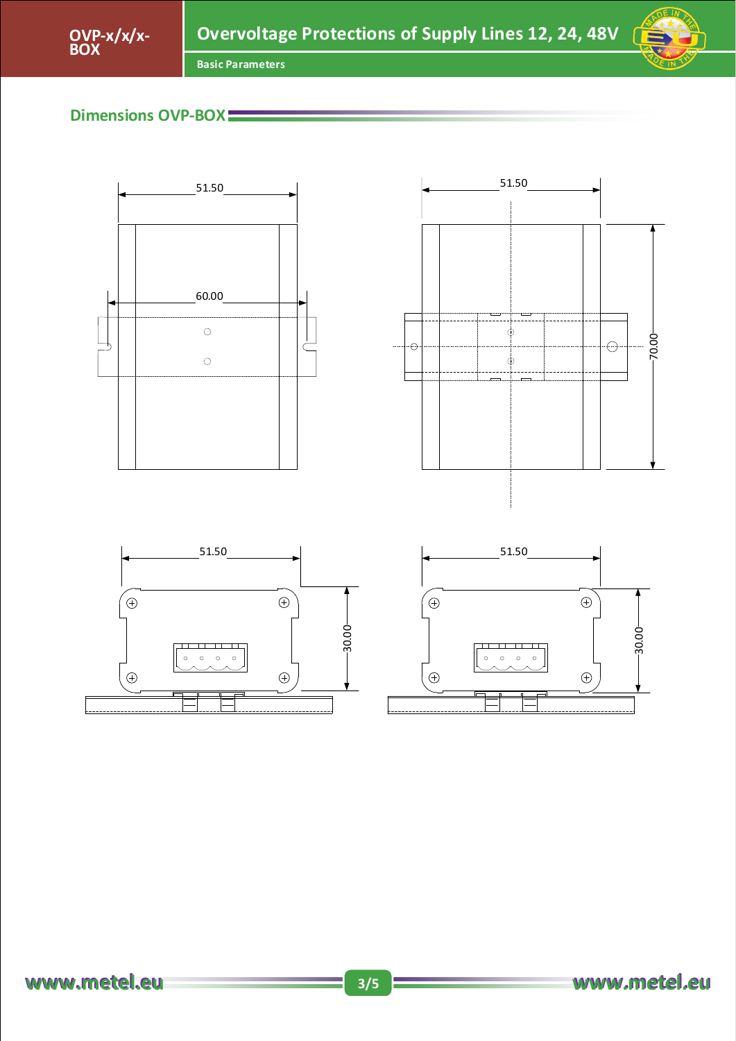## Dimensions OVP-BOX

51.50

60.00

51.50

70.00

51.50

30.00

51.50

30.00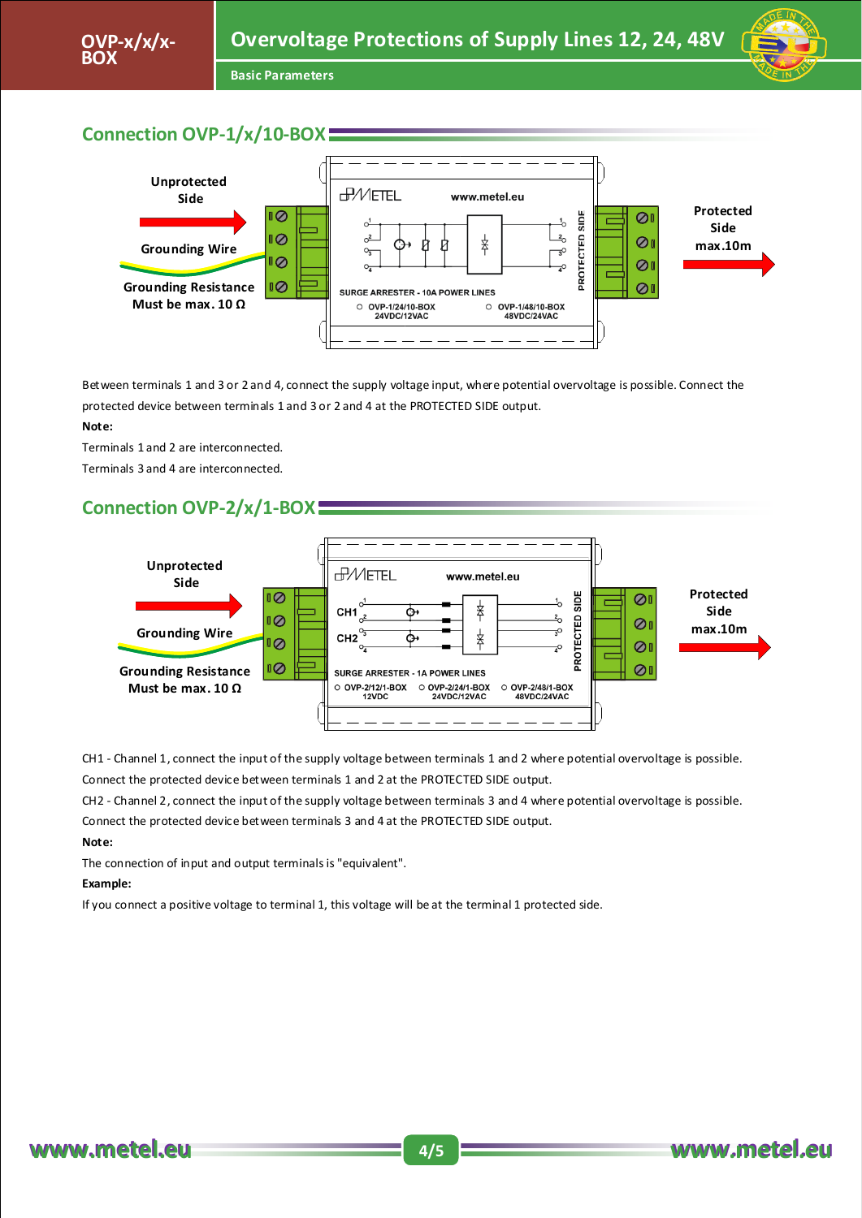## Connection OVP-1/x/10-BOX

Unprotected Side

Grounding Wire

Grounding Resistance Must be max. 10 Ω

www.metel.eu

SURGE ARRESTER - 10A POWER LINES

OVP-1/24/10-BOX 24VDC/12VAC

OVP-1/48/10-BOX 48VDC/24VAC

PROTECTED SIDE

Protected Side max.10m

Between terminals 1 and 3 or 2 and 4, connect the supply voltage input, where potential overvoltage is possible. Connect the protected device between terminals 1 and 3 or 2 and 4 at the PROTECTED SIDE output.

**Note:**

Terminals 1 and 2 are interconnected.

Terminals 3 and 4 are interconnected.

## Connection OVP-2/x/1-BOX

Unprotected Side

Grounding Wire

Grounding Resistance Must be max. 10 Ω

www.metel.eu

CH1

CH2

SURGE ARRESTER - 1A POWER LINES

OVP-2/12/1-BOX 12VDC

OVP-2/24/1-BOX 24VDC/12VAC

OVP-2/48/1-BOX 48VDC/24VAC

PROTECTED SIDE

Protected Side max.10m

CH1 - Channel 1, connect the input of the supply voltage between terminals 1 and 2 where potential overvoltage is possible. Connect the protected device between terminals 1 and 2 at the PROTECTED SIDE output.

CH2 - Channel 2, connect the input of the supply voltage between terminals 3 and 4 where potential overvoltage is possible. Connect the protected device between terminals 3 and 4 at the PROTECTED SIDE output.

**Note:**

The connection of input and output terminals is "equivalent".

**Example:**

If you connect a positive voltage to terminal 1, this voltage will be at the terminal 1 protected side.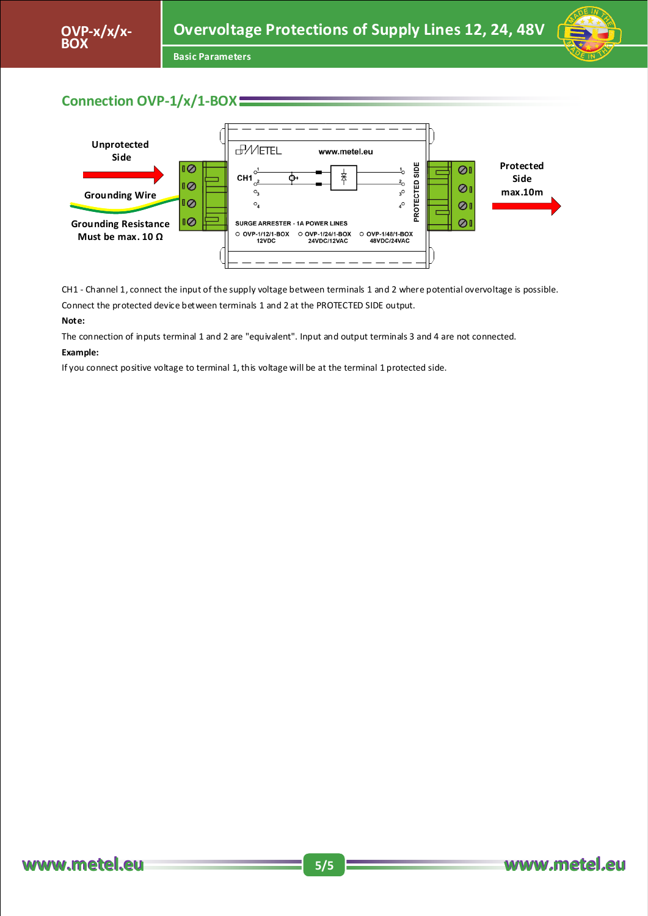## Connection OVP-1/x/1-BOX

Unprotected Side

Grounding Wire

Grounding Resistance Must be max. 10 Ω

Protected Side max.10m

METEL www.metel.eu

CH1

PROTECTED SIDE

SURGE ARRESTER - 1A POWER LINES

OVP-1/12/1-BOX 12VDC

OVP-1/24/1-BOX 24VDC/12VAC

OVP-1/48/1-BOX 48VDC/24VAC

CH1 - Channel 1, connect the input of the supply voltage between terminals 1 and 2 where potential overvoltage is possible.

Connect the protected device between terminals 1 and 2 at the PROTECTED SIDE output.

**Note:**

The connection of inputs terminal 1 and 2 are "equivalent". Input and output terminals 3 and 4 are not connected.

**Example:**

If you connect positive voltage to terminal 1, this voltage will be at the terminal 1 protected side.